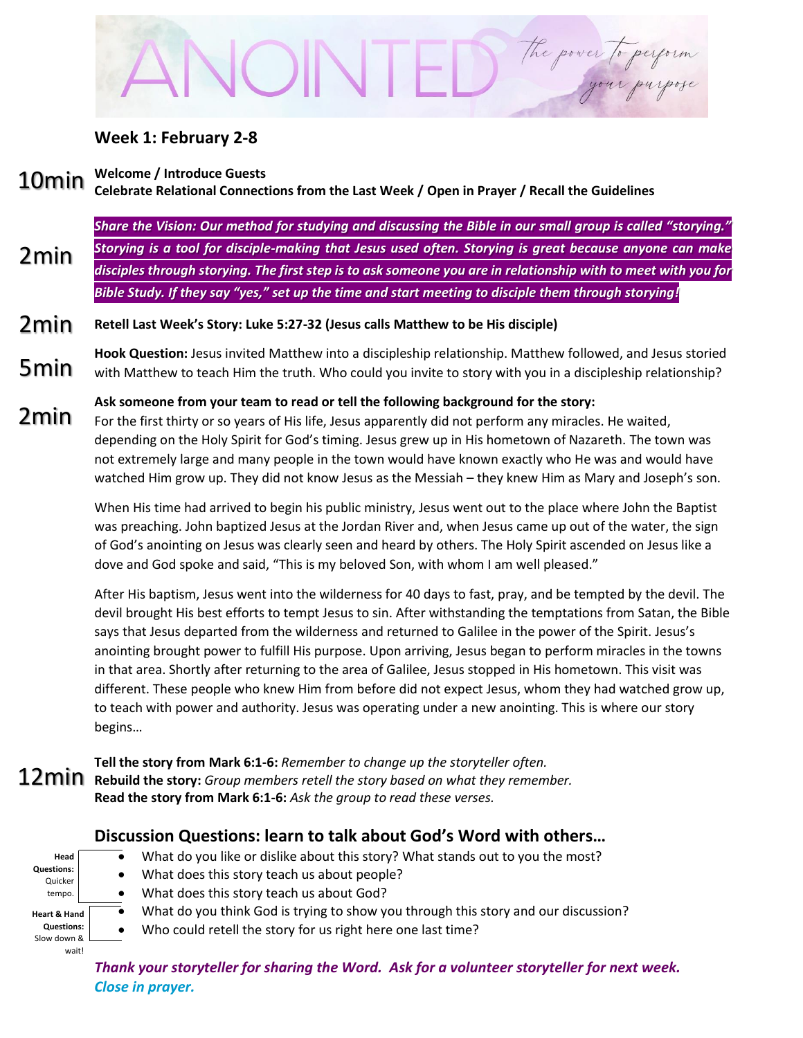# ANOINTED

*The power to perform your purpose*

## Week 1: February 2-8

10min **Welcome / Introduce Guests**
**Celebrate Relational Connections from the Last Week / Open in Prayer / Recall the Guidelines**

2min ***Share the Vision: Our method for studying and discussing the Bible in our small group is called "storying." Storying is a tool for disciple-making that Jesus used often. Storying is great because anyone can make disciples through storying. The first step is to ask someone you are in relationship with to meet with you for Bible Study. If they say "yes," set up the time and start meeting to disciple them through storying!***

2min **Retell Last Week's Story: Luke 5:27-32 (Jesus calls Matthew to be His disciple)**

5min **Hook Question:** Jesus invited Matthew into a discipleship relationship. Matthew followed, and Jesus storied with Matthew to teach Him the truth. Who could you invite to story with you in a discipleship relationship?

2min **Ask someone from your team to read or tell the following background for the story:**
For the first thirty or so years of His life, Jesus apparently did not perform any miracles. He waited, depending on the Holy Spirit for God's timing. Jesus grew up in His hometown of Nazareth. The town was not extremely large and many people in the town would have known exactly who He was and would have watched Him grow up. They did not know Jesus as the Messiah – they knew Him as Mary and Joseph's son.

When His time had arrived to begin his public ministry, Jesus went out to the place where John the Baptist was preaching. John baptized Jesus at the Jordan River and, when Jesus came up out of the water, the sign of God's anointing on Jesus was clearly seen and heard by others. The Holy Spirit ascended on Jesus like a dove and God spoke and said, "This is my beloved Son, with whom I am well pleased."

After His baptism, Jesus went into the wilderness for 40 days to fast, pray, and be tempted by the devil. The devil brought His best efforts to tempt Jesus to sin. After withstanding the temptations from Satan, the Bible says that Jesus departed from the wilderness and returned to Galilee in the power of the Spirit. Jesus's anointing brought power to fulfill His purpose. Upon arriving, Jesus began to perform miracles in the towns in that area. Shortly after returning to the area of Galilee, Jesus stopped in His hometown. This visit was different. These people who knew Him from before did not expect Jesus, whom they had watched grow up, to teach with power and authority. Jesus was operating under a new anointing. This is where our story begins…

12min **Tell the story from Mark 6:1-6:** *Remember to change up the storyteller often.*
**Rebuild the story:** *Group members retell the story based on what they remember.*
**Read the story from Mark 6:1-6:** *Ask the group to read these verses.*

## Discussion Questions: learn to talk about God's Word with others…

**Head Questions:** Quicker tempo.

- What do you like or dislike about this story? What stands out to you the most?
- What does this story teach us about people?
- What does this story teach us about God?

**Heart & Hand Questions:** Slow down & wait!

- What do you think God is trying to show you through this story and our discussion?
- Who could retell the story for us right here one last time?

***Thank your storyteller for sharing the Word. Ask for a volunteer storyteller for next week.***
***Close in prayer.***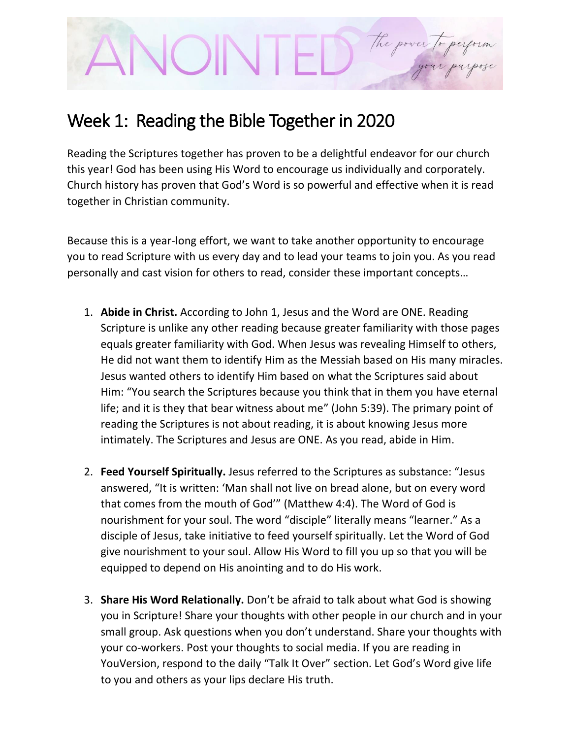# ANOINTED

*The power to perform your purpose*

## Week 1: Reading the Bible Together in 2020

Reading the Scriptures together has proven to be a delightful endeavor for our church this year! God has been using His Word to encourage us individually and corporately. Church history has proven that God's Word is so powerful and effective when it is read together in Christian community.

Because this is a year-long effort, we want to take another opportunity to encourage you to read Scripture with us every day and to lead your teams to join you. As you read personally and cast vision for others to read, consider these important concepts…

1. **Abide in Christ.** According to John 1, Jesus and the Word are ONE. Reading Scripture is unlike any other reading because greater familiarity with those pages equals greater familiarity with God. When Jesus was revealing Himself to others, He did not want them to identify Him as the Messiah based on His many miracles. Jesus wanted others to identify Him based on what the Scriptures said about Him: "You search the Scriptures because you think that in them you have eternal life; and it is they that bear witness about me" (John 5:39). The primary point of reading the Scriptures is not about reading, it is about knowing Jesus more intimately. The Scriptures and Jesus are ONE. As you read, abide in Him.

2. **Feed Yourself Spiritually.** Jesus referred to the Scriptures as substance: "Jesus answered, "It is written: 'Man shall not live on bread alone, but on every word that comes from the mouth of God'" (Matthew 4:4). The Word of God is nourishment for your soul. The word "disciple" literally means "learner." As a disciple of Jesus, take initiative to feed yourself spiritually. Let the Word of God give nourishment to your soul. Allow His Word to fill you up so that you will be equipped to depend on His anointing and to do His work.

3. **Share His Word Relationally.** Don't be afraid to talk about what God is showing you in Scripture! Share your thoughts with other people in our church and in your small group. Ask questions when you don't understand. Share your thoughts with your co-workers. Post your thoughts to social media. If you are reading in YouVersion, respond to the daily "Talk It Over" section. Let God's Word give life to you and others as your lips declare His truth.